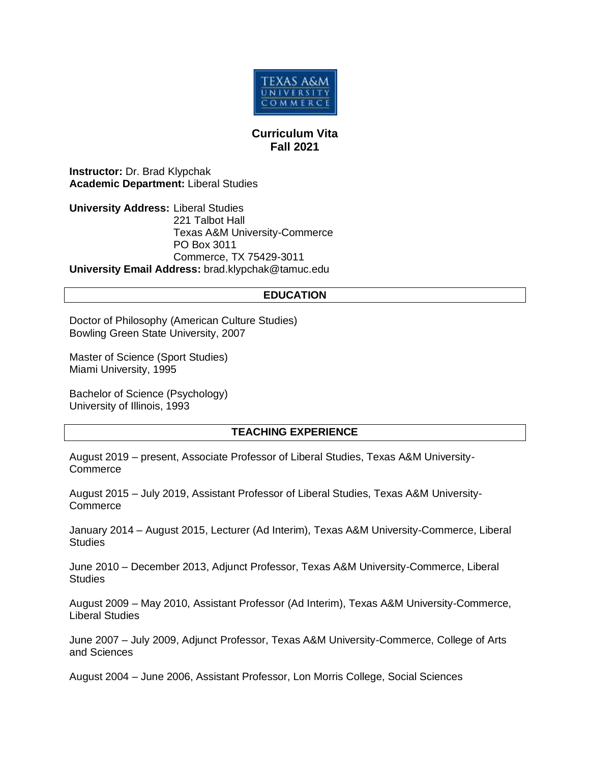# Curriculum Vita
## Fall 2021

**Instructor:** Dr. Brad Klypchak
**Academic Department:** Liberal Studies

**University Address:** Liberal Studies
221 Talbot Hall
Texas A&M University-Commerce
PO Box 3011
Commerce, TX 75429-3011
**University Email Address:** brad.klypchak@tamuc.edu

## EDUCATION

Doctor of Philosophy (American Culture Studies)
Bowling Green State University, 2007

Master of Science (Sport Studies)
Miami University, 1995

Bachelor of Science (Psychology)
University of Illinois, 1993

## TEACHING EXPERIENCE

August 2019 – present, Associate Professor of Liberal Studies, Texas A&M University-Commerce

August 2015 – July 2019, Assistant Professor of Liberal Studies, Texas A&M University-Commerce

January 2014 – August 2015, Lecturer (Ad Interim), Texas A&M University-Commerce, Liberal Studies

June 2010 – December 2013, Adjunct Professor, Texas A&M University-Commerce, Liberal Studies

August 2009 – May 2010, Assistant Professor (Ad Interim), Texas A&M University-Commerce, Liberal Studies

June 2007 – July 2009, Adjunct Professor, Texas A&M University-Commerce, College of Arts and Sciences

August 2004 – June 2006, Assistant Professor, Lon Morris College, Social Sciences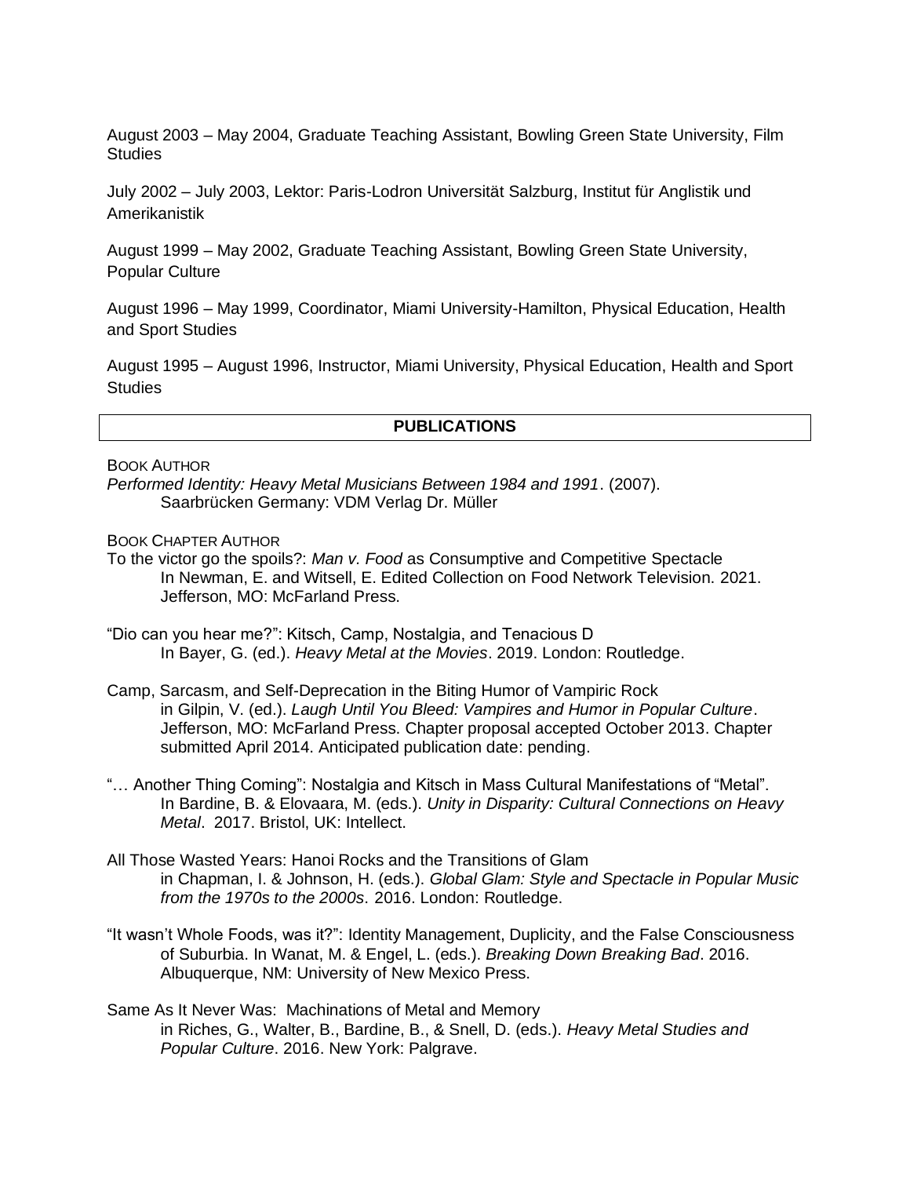August 2003 – May 2004, Graduate Teaching Assistant, Bowling Green State University, Film Studies

July 2002 – July 2003, Lektor: Paris-Lodron Universität Salzburg, Institut für Anglistik und Amerikanistik

August 1999 – May 2002, Graduate Teaching Assistant, Bowling Green State University, Popular Culture

August 1996 – May 1999, Coordinator, Miami University-Hamilton, Physical Education, Health and Sport Studies

August 1995 – August 1996, Instructor, Miami University, Physical Education, Health and Sport Studies

## PUBLICATIONS

BOOK AUTHOR

*Performed Identity: Heavy Metal Musicians Between 1984 and 1991*. (2007).
Saarbrücken Germany: VDM Verlag Dr. Müller

BOOK CHAPTER AUTHOR

To the victor go the spoils?: *Man v. Food* as Consumptive and Competitive Spectacle
In Newman, E. and Witsell, E. Edited Collection on Food Network Television. 2021. Jefferson, MO: McFarland Press.

"Dio can you hear me?": Kitsch, Camp, Nostalgia, and Tenacious D
In Bayer, G. (ed.). *Heavy Metal at the Movies*. 2019. London: Routledge.

Camp, Sarcasm, and Self-Deprecation in the Biting Humor of Vampiric Rock
in Gilpin, V. (ed.). *Laugh Until You Bleed: Vampires and Humor in Popular Culture*. Jefferson, MO: McFarland Press. Chapter proposal accepted October 2013. Chapter submitted April 2014. Anticipated publication date: pending.

"… Another Thing Coming": Nostalgia and Kitsch in Mass Cultural Manifestations of "Metal".
In Bardine, B. & Elovaara, M. (eds.). *Unity in Disparity: Cultural Connections on Heavy Metal*. 2017. Bristol, UK: Intellect.

All Those Wasted Years: Hanoi Rocks and the Transitions of Glam
in Chapman, I. & Johnson, H. (eds.). *Global Glam: Style and Spectacle in Popular Music from the 1970s to the 2000s*. 2016. London: Routledge.

"It wasn't Whole Foods, was it?": Identity Management, Duplicity, and the False Consciousness of Suburbia. In Wanat, M. & Engel, L. (eds.). *Breaking Down Breaking Bad*. 2016. Albuquerque, NM: University of New Mexico Press.

Same As It Never Was: Machinations of Metal and Memory
in Riches, G., Walter, B., Bardine, B., & Snell, D. (eds.). *Heavy Metal Studies and Popular Culture*. 2016. New York: Palgrave.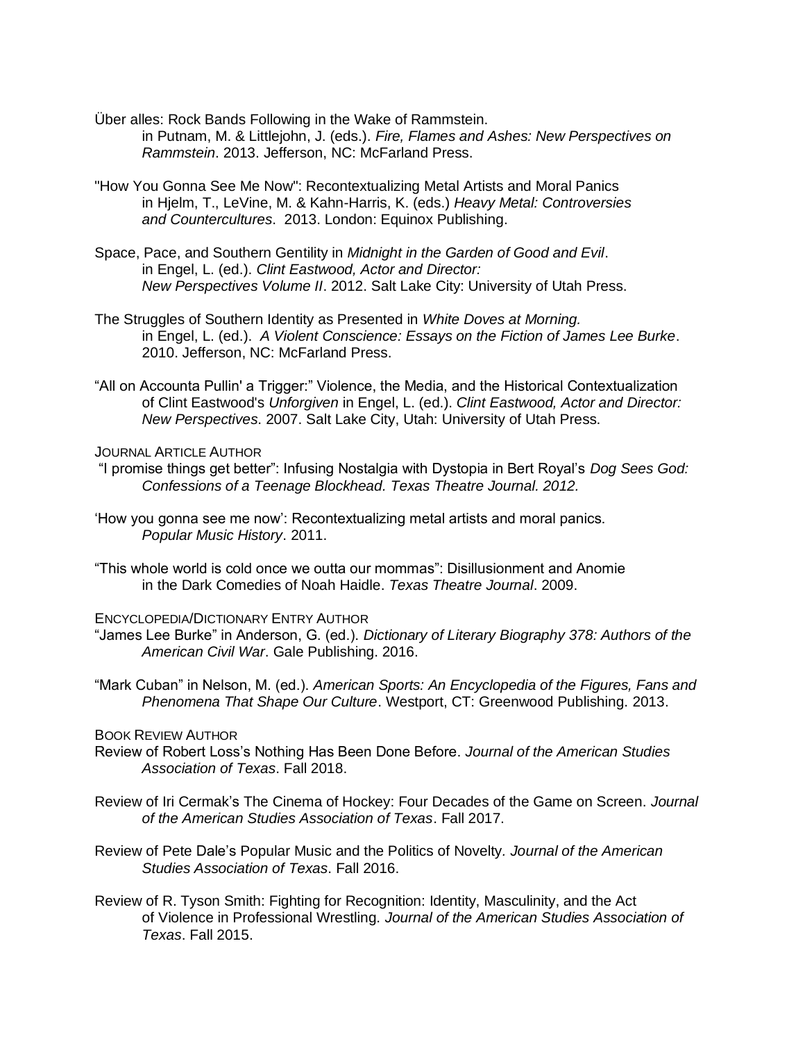Über alles: Rock Bands Following in the Wake of Rammstein.
in Putnam, M. & Littlejohn, J. (eds.). *Fire, Flames and Ashes: New Perspectives on Rammstein*. 2013. Jefferson, NC: McFarland Press.

"How You Gonna See Me Now": Recontextualizing Metal Artists and Moral Panics
in Hjelm, T., LeVine, M. & Kahn-Harris, K. (eds.) *Heavy Metal: Controversies and Countercultures*. 2013. London: Equinox Publishing.

Space, Pace, and Southern Gentility in *Midnight in the Garden of Good and Evil*.
in Engel, L. (ed.). *Clint Eastwood, Actor and Director: New Perspectives Volume II*. 2012. Salt Lake City: University of Utah Press.

The Struggles of Southern Identity as Presented in *White Doves at Morning.*
in Engel, L. (ed.). *A Violent Conscience: Essays on the Fiction of James Lee Burke*. 2010. Jefferson, NC: McFarland Press.

"All on Accounta Pullin' a Trigger:" Violence, the Media, and the Historical Contextualization of Clint Eastwood's *Unforgiven* in Engel, L. (ed.). *Clint Eastwood, Actor and Director: New Perspectives*. 2007. Salt Lake City, Utah: University of Utah Press.

JOURNAL ARTICLE AUTHOR

"I promise things get better": Infusing Nostalgia with Dystopia in Bert Royal's *Dog Sees God: Confessions of a Teenage Blockhead. Texas Theatre Journal. 2012.*

'How you gonna see me now': Recontextualizing metal artists and moral panics.
*Popular Music History*. 2011.

"This whole world is cold once we outta our mommas": Disillusionment and Anomie in the Dark Comedies of Noah Haidle. *Texas Theatre Journal*. 2009.

ENCYCLOPEDIA/DICTIONARY ENTRY AUTHOR

"James Lee Burke" in Anderson, G. (ed.). *Dictionary of Literary Biography 378: Authors of the American Civil War*. Gale Publishing. 2016.

"Mark Cuban" in Nelson, M. (ed.). *American Sports: An Encyclopedia of the Figures, Fans and Phenomena That Shape Our Culture*. Westport, CT: Greenwood Publishing. 2013.

BOOK REVIEW AUTHOR

Review of Robert Loss's Nothing Has Been Done Before. *Journal of the American Studies Association of Texas*. Fall 2018.

Review of Iri Cermak's The Cinema of Hockey: Four Decades of the Game on Screen. *Journal of the American Studies Association of Texas*. Fall 2017.

Review of Pete Dale's Popular Music and the Politics of Novelty. *Journal of the American Studies Association of Texas*. Fall 2016.

Review of R. Tyson Smith: Fighting for Recognition: Identity, Masculinity, and the Act of Violence in Professional Wrestling. *Journal of the American Studies Association of Texas*. Fall 2015.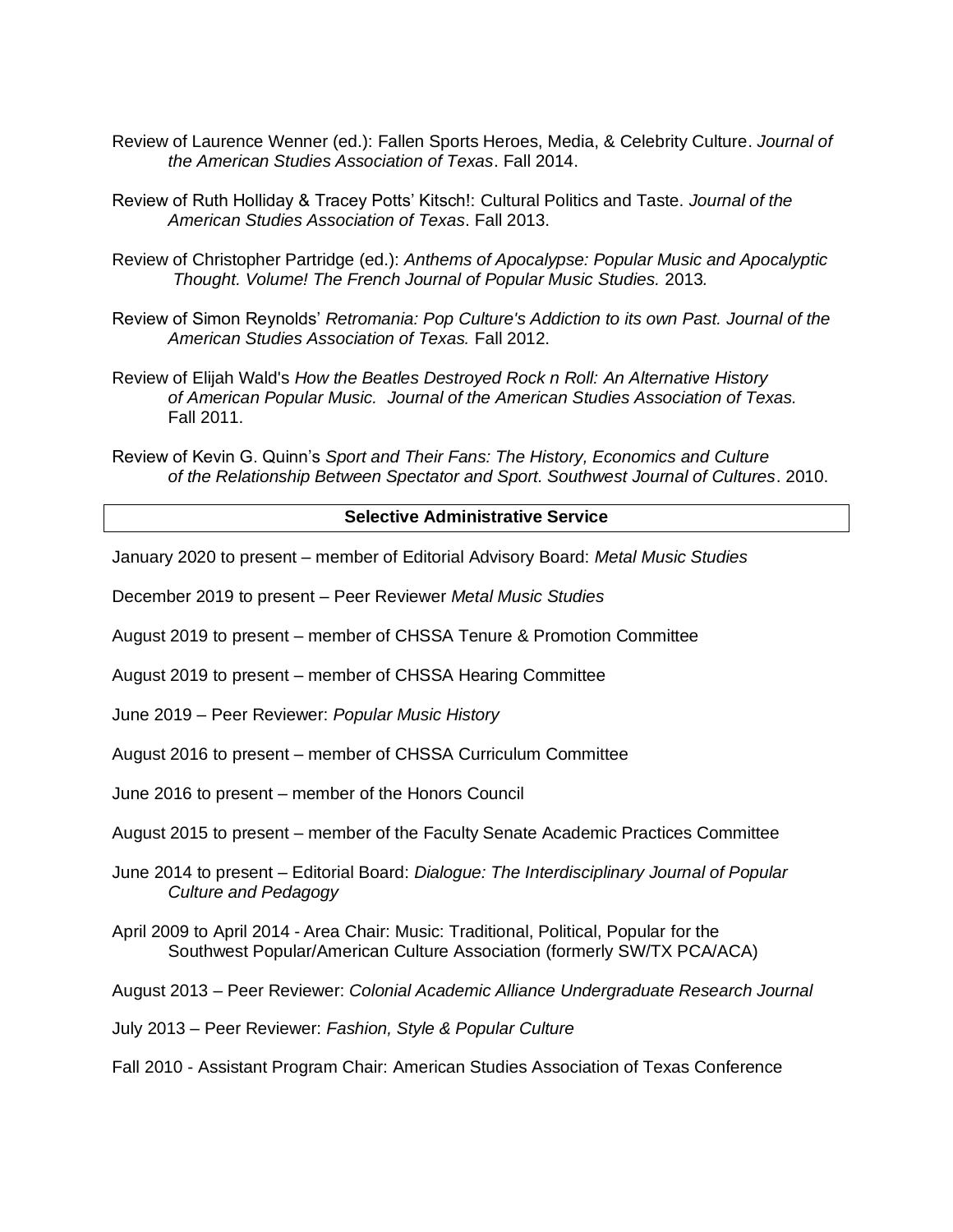Review of Laurence Wenner (ed.): Fallen Sports Heroes, Media, & Celebrity Culture. *Journal of the American Studies Association of Texas*. Fall 2014.

Review of Ruth Holliday & Tracey Potts' Kitsch!: Cultural Politics and Taste. *Journal of the American Studies Association of Texas*. Fall 2013.

Review of Christopher Partridge (ed.): *Anthems of Apocalypse: Popular Music and Apocalyptic Thought. Volume! The French Journal of Popular Music Studies.* 2013*.*

Review of Simon Reynolds' *Retromania: Pop Culture's Addiction to its own Past. Journal of the American Studies Association of Texas.* Fall 2012.

Review of Elijah Wald's *How the Beatles Destroyed Rock n Roll: An Alternative History of American Popular Music. Journal of the American Studies Association of Texas.* Fall 2011.

Review of Kevin G. Quinn's *Sport and Their Fans: The History, Economics and Culture of the Relationship Between Spectator and Sport. Southwest Journal of Cultures*. 2010.

## Selective Administrative Service

January 2020 to present – member of Editorial Advisory Board: *Metal Music Studies*

December 2019 to present – Peer Reviewer *Metal Music Studies*

August 2019 to present – member of CHSSA Tenure & Promotion Committee

August 2019 to present – member of CHSSA Hearing Committee

June 2019 – Peer Reviewer: *Popular Music History*

August 2016 to present – member of CHSSA Curriculum Committee

June 2016 to present – member of the Honors Council

August 2015 to present – member of the Faculty Senate Academic Practices Committee

June 2014 to present – Editorial Board: *Dialogue: The Interdisciplinary Journal of Popular Culture and Pedagogy*

April 2009 to April 2014 - Area Chair: Music: Traditional, Political, Popular for the Southwest Popular/American Culture Association (formerly SW/TX PCA/ACA)

August 2013 – Peer Reviewer: *Colonial Academic Alliance Undergraduate Research Journal*

July 2013 – Peer Reviewer: *Fashion, Style & Popular Culture*

Fall 2010 - Assistant Program Chair: American Studies Association of Texas Conference